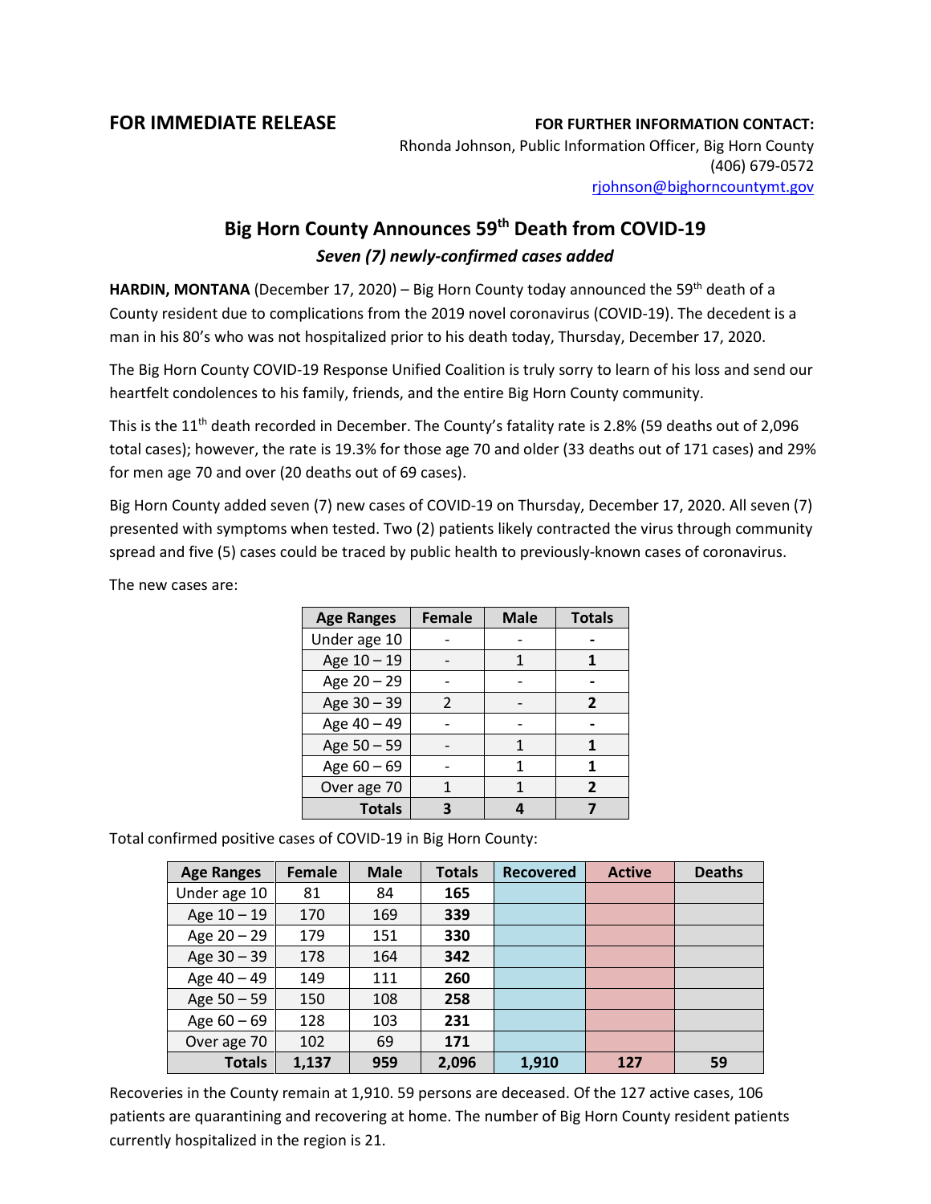**FOR IMMEDIATE RELEASE**

**FOR FURTHER INFORMATION CONTACT:**
Rhonda Johnson, Public Information Officer, Big Horn County
(406) 679-0572
rjohnson@bighorncountymt.gov

# Big Horn County Announces 59th Death from COVID-19

### *Seven (7) newly-confirmed cases added*

**HARDIN, MONTANA** (December 17, 2020) – Big Horn County today announced the 59th death of a County resident due to complications from the 2019 novel coronavirus (COVID-19). The decedent is a man in his 80's who was not hospitalized prior to his death today, Thursday, December 17, 2020.

The Big Horn County COVID-19 Response Unified Coalition is truly sorry to learn of his loss and send our heartfelt condolences to his family, friends, and the entire Big Horn County community.

This is the 11th death recorded in December. The County's fatality rate is 2.8% (59 deaths out of 2,096 total cases); however, the rate is 19.3% for those age 70 and older (33 deaths out of 171 cases) and 29% for men age 70 and over (20 deaths out of 69 cases).

Big Horn County added seven (7) new cases of COVID-19 on Thursday, December 17, 2020. All seven (7) presented with symptoms when tested. Two (2) patients likely contracted the virus through community spread and five (5) cases could be traced by public health to previously-known cases of coronavirus.

The new cases are:

| Age Ranges | Female | Male | Totals |
|---|---|---|---|
| Under age 10 | - | - | **-** |
| Age 10 – 19 | - | 1 | **1** |
| Age 20 – 29 | - | - | **-** |
| Age 30 – 39 | 2 | - | **2** |
| Age 40 – 49 | - | - | **-** |
| Age 50 – 59 | - | 1 | **1** |
| Age 60 – 69 | - | 1 | **1** |
| Over age 70 | 1 | 1 | **2** |
| **Totals** | **3** | **4** | **7** |

Total confirmed positive cases of COVID-19 in Big Horn County:

| Age Ranges | Female | Male | Totals | Recovered | Active | Deaths |
|---|---|---|---|---|---|---|
| Under age 10 | 81 | 84 | **165** | | | |
| Age 10 – 19 | 170 | 169 | **339** | | | |
| Age 20 – 29 | 179 | 151 | **330** | | | |
| Age 30 – 39 | 178 | 164 | **342** | | | |
| Age 40 – 49 | 149 | 111 | **260** | | | |
| Age 50 – 59 | 150 | 108 | **258** | | | |
| Age 60 – 69 | 128 | 103 | **231** | | | |
| Over age 70 | 102 | 69 | **171** | | | |
| **Totals** | **1,137** | **959** | **2,096** | **1,910** | **127** | **59** |

Recoveries in the County remain at 1,910. 59 persons are deceased. Of the 127 active cases, 106 patients are quarantining and recovering at home. The number of Big Horn County resident patients currently hospitalized in the region is 21.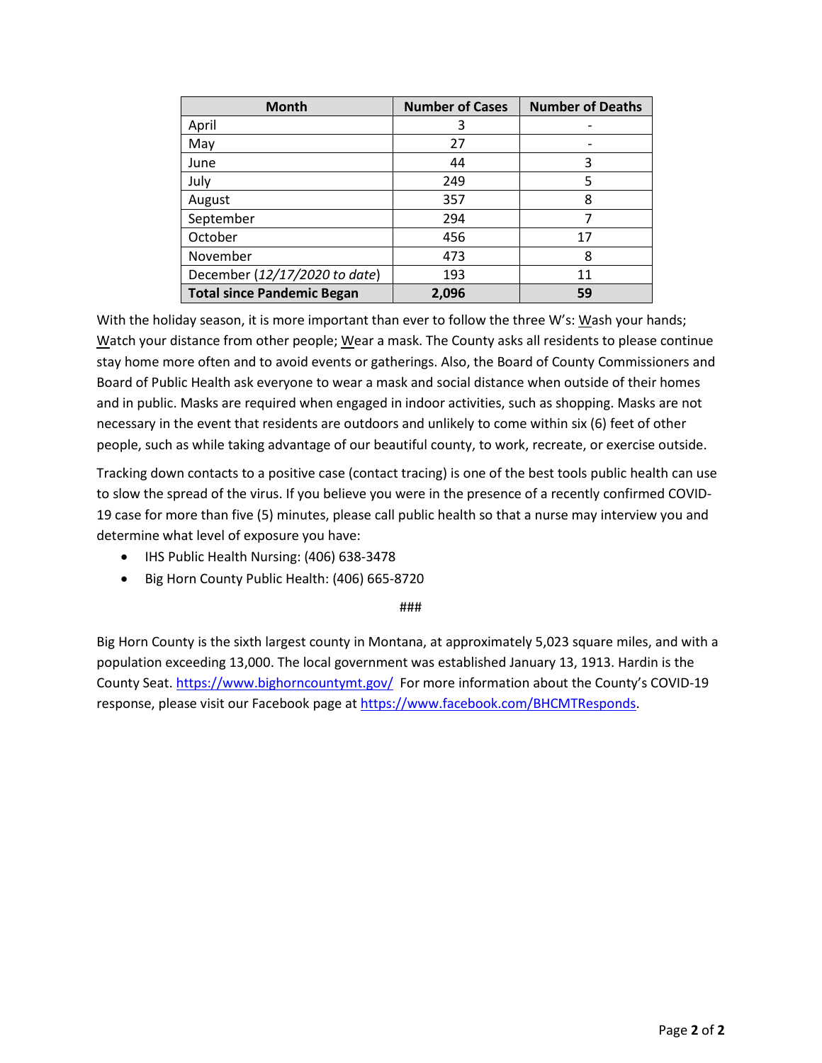| Month | Number of Cases | Number of Deaths |
|---|---|---|
| April | 3 | - |
| May | 27 | - |
| June | 44 | 3 |
| July | 249 | 5 |
| August | 357 | 8 |
| September | 294 | 7 |
| October | 456 | 17 |
| November | 473 | 8 |
| December (*12/17/2020 to date*) | 193 | 11 |
| **Total since Pandemic Began** | **2,096** | **59** |

With the holiday season, it is more important than ever to follow the three W's: Wash your hands; Watch your distance from other people; Wear a mask. The County asks all residents to please continue stay home more often and to avoid events or gatherings. Also, the Board of County Commissioners and Board of Public Health ask everyone to wear a mask and social distance when outside of their homes and in public. Masks are required when engaged in indoor activities, such as shopping. Masks are not necessary in the event that residents are outdoors and unlikely to come within six (6) feet of other people, such as while taking advantage of our beautiful county, to work, recreate, or exercise outside.

Tracking down contacts to a positive case (contact tracing) is one of the best tools public health can use to slow the spread of the virus. If you believe you were in the presence of a recently confirmed COVID-19 case for more than five (5) minutes, please call public health so that a nurse may interview you and determine what level of exposure you have:

- IHS Public Health Nursing: (406) 638-3478
- Big Horn County Public Health: (406) 665-8720

###

Big Horn County is the sixth largest county in Montana, at approximately 5,023 square miles, and with a population exceeding 13,000. The local government was established January 13, 1913. Hardin is the County Seat. https://www.bighorncountymt.gov/ For more information about the County's COVID-19 response, please visit our Facebook page at https://www.facebook.com/BHCMTResponds.